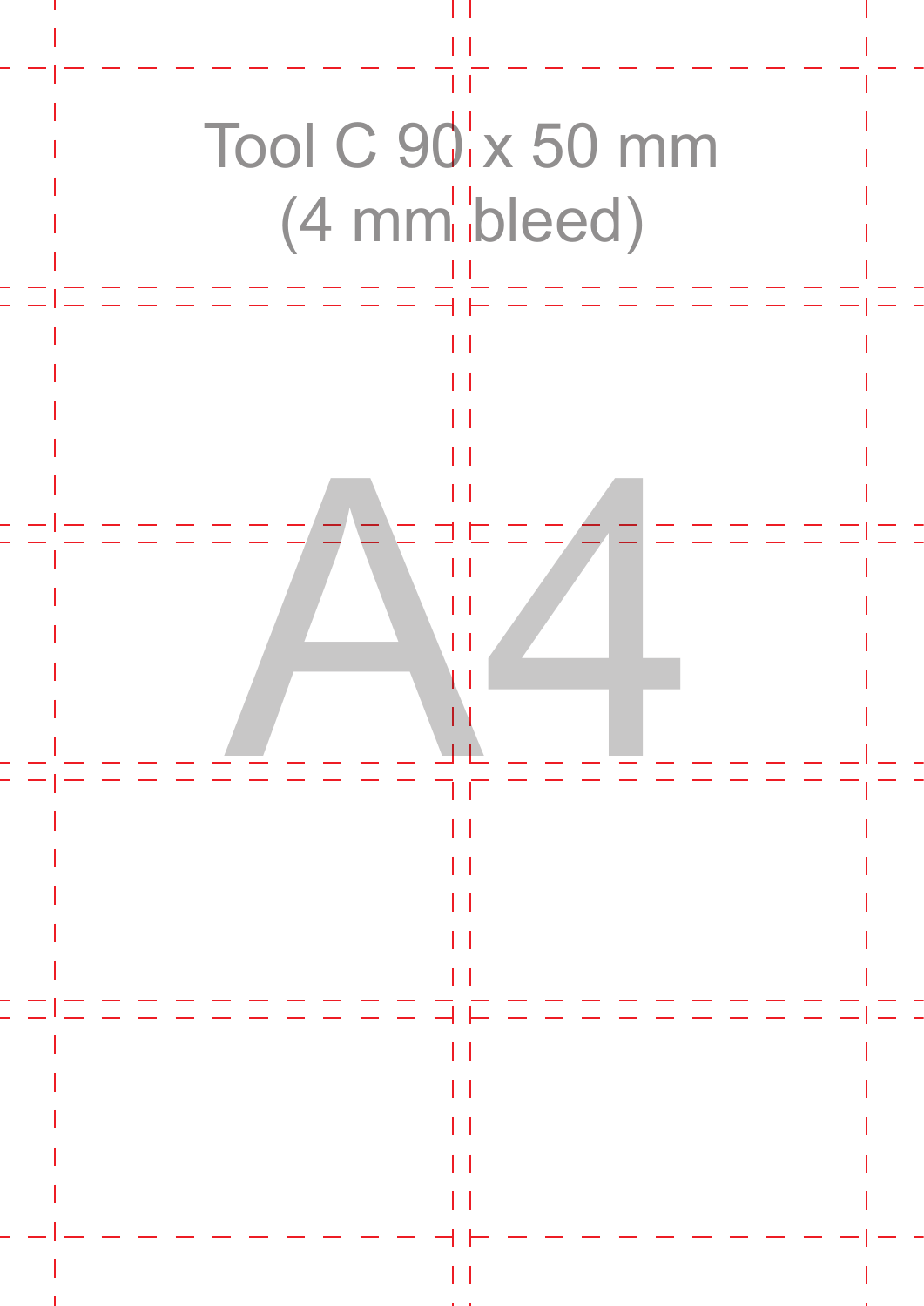Tool C 90 x 50 mm
(4 mm bleed)

A4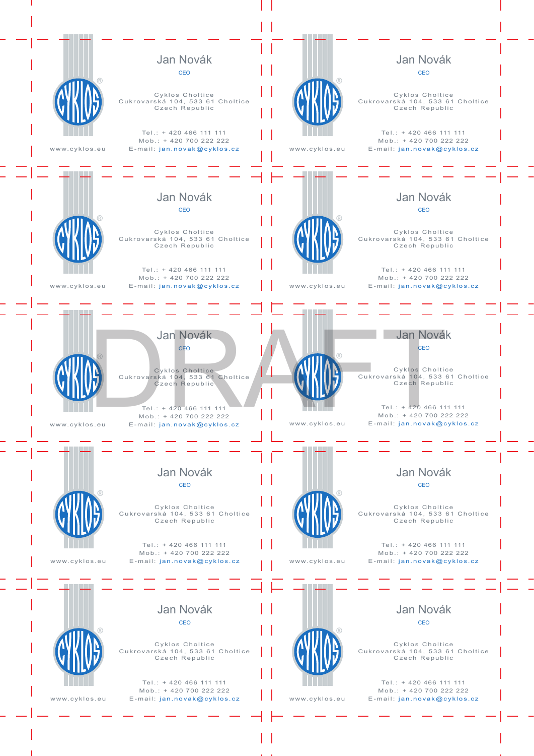Jan Novák
CEO

Cyklos Choltice
Cukrovarská 104, 533 61 Choltice
Czech Republic

Tel.: + 420 466 111 111
Mob.: + 420 700 222 222
E-mail: jan.novak@cyklos.cz

www.cyklos.eu

Jan Novák
CEO

Cyklos Choltice
Cukrovarská 104, 533 61 Choltice
Czech Republic

Tel.: + 420 466 111 111
Mob.: + 420 700 222 222
E-mail: jan.novak@cyklos.cz

www.cyklos.eu

Jan Novák
CEO

Cyklos Choltice
Cukrovarská 104, 533 61 Choltice
Czech Republic

Tel.: + 420 466 111 111
Mob.: + 420 700 222 222
E-mail: jan.novak@cyklos.cz

www.cyklos.eu

Jan Novák
CEO

Cyklos Choltice
Cukrovarská 104, 533 61 Choltice
Czech Republic

Tel.: + 420 466 111 111
Mob.: + 420 700 222 222
E-mail: jan.novak@cyklos.cz

www.cyklos.eu

DRAFT

Jan Novák
CEO

Cyklos Choltice
Cukrovarská 104, 533 61 Choltice
Czech Republic

Tel.: + 420 466 111 111
Mob.: + 420 700 222 222
E-mail: jan.novak@cyklos.cz

www.cyklos.eu

Jan Novák
CEO

Cyklos Choltice
Cukrovarská 104, 533 61 Choltice
Czech Republic

Tel.: + 420 466 111 111
Mob.: + 420 700 222 222
E-mail: jan.novak@cyklos.cz

www.cyklos.eu

Jan Novák
CEO

Cyklos Choltice
Cukrovarská 104, 533 61 Choltice
Czech Republic

Tel.: + 420 466 111 111
Mob.: + 420 700 222 222
E-mail: jan.novak@cyklos.cz

www.cyklos.eu

Jan Novák
CEO

Cyklos Choltice
Cukrovarská 104, 533 61 Choltice
Czech Republic

Tel.: + 420 466 111 111
Mob.: + 420 700 222 222
E-mail: jan.novak@cyklos.cz

www.cyklos.eu

Jan Novák
CEO

Cyklos Choltice
Cukrovarská 104, 533 61 Choltice
Czech Republic

Tel.: + 420 466 111 111
Mob.: + 420 700 222 222
E-mail: jan.novak@cyklos.cz

www.cyklos.eu

Jan Novák
CEO

Cyklos Choltice
Cukrovarská 104, 533 61 Choltice
Czech Republic

Tel.: + 420 466 111 111
Mob.: + 420 700 222 222
E-mail: jan.novak@cyklos.cz

www.cyklos.eu